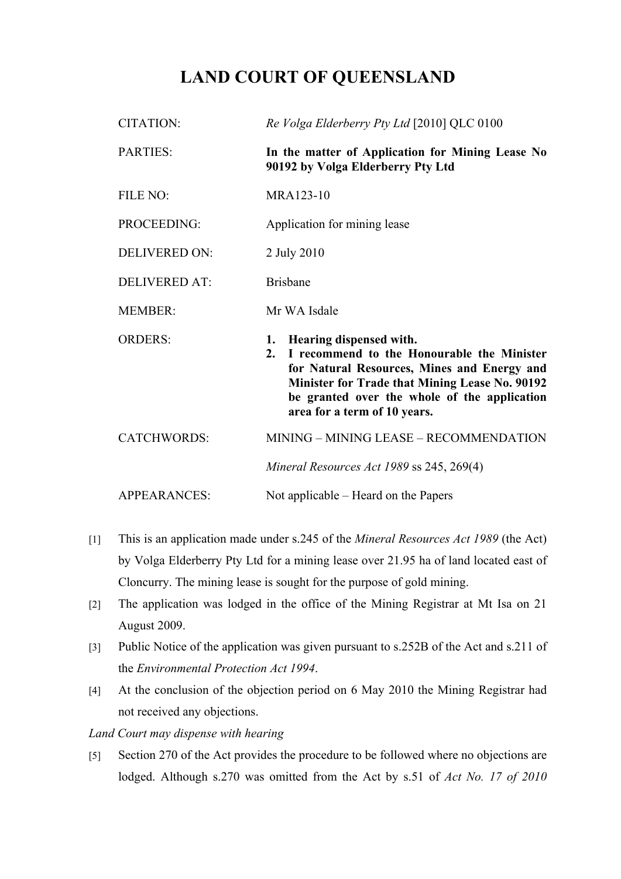# LAND COURT OF QUEENSLAND

| | |
|---|---|
| CITATION: | *Re Volga Elderberry Pty Ltd* [2010] QLC 0100 |
| PARTIES: | **In the matter of Application for Mining Lease No 90192 by Volga Elderberry Pty Ltd** |
| FILE NO: | MRA123-10 |
| PROCEEDING: | Application for mining lease |
| DELIVERED ON: | 2 July 2010 |
| DELIVERED AT: | Brisbane |
| MEMBER: | Mr WA Isdale |
| ORDERS: | **1. Hearing dispensed with.** **2. I recommend to the Honourable the Minister for Natural Resources, Mines and Energy and Minister for Trade that Mining Lease No. 90192 be granted over the whole of the application area for a term of 10 years.** |
| CATCHWORDS: | MINING – MINING LEASE – RECOMMENDATION *Mineral Resources Act 1989* ss 245, 269(4) |
| APPEARANCES: | Not applicable – Heard on the Papers |

[1] This is an application made under s.245 of the *Mineral Resources Act 1989* (the Act) by Volga Elderberry Pty Ltd for a mining lease over 21.95 ha of land located east of Cloncurry. The mining lease is sought for the purpose of gold mining.

[2] The application was lodged in the office of the Mining Registrar at Mt Isa on 21 August 2009.

[3] Public Notice of the application was given pursuant to s.252B of the Act and s.211 of the *Environmental Protection Act 1994*.

[4] At the conclusion of the objection period on 6 May 2010 the Mining Registrar had not received any objections.

*Land Court may dispense with hearing*

[5] Section 270 of the Act provides the procedure to be followed where no objections are lodged. Although s.270 was omitted from the Act by s.51 of *Act No. 17 of 2010*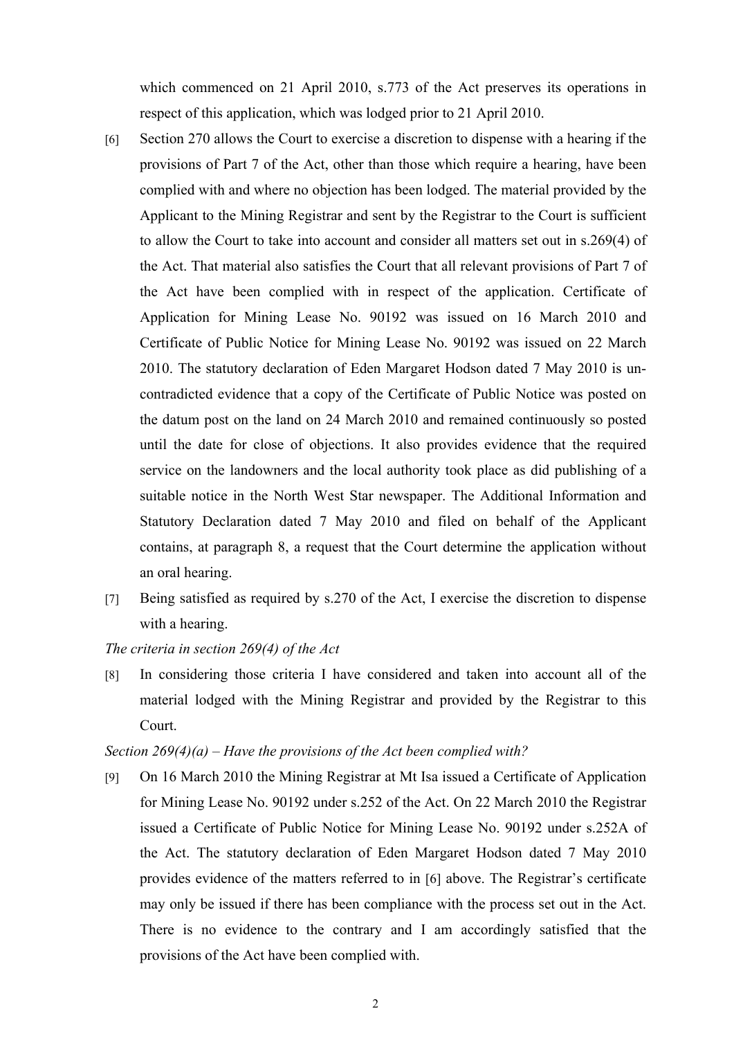which commenced on 21 April 2010, s.773 of the Act preserves its operations in respect of this application, which was lodged prior to 21 April 2010.

[6] Section 270 allows the Court to exercise a discretion to dispense with a hearing if the provisions of Part 7 of the Act, other than those which require a hearing, have been complied with and where no objection has been lodged. The material provided by the Applicant to the Mining Registrar and sent by the Registrar to the Court is sufficient to allow the Court to take into account and consider all matters set out in s.269(4) of the Act. That material also satisfies the Court that all relevant provisions of Part 7 of the Act have been complied with in respect of the application. Certificate of Application for Mining Lease No. 90192 was issued on 16 March 2010 and Certificate of Public Notice for Mining Lease No. 90192 was issued on 22 March 2010. The statutory declaration of Eden Margaret Hodson dated 7 May 2010 is un-contradicted evidence that a copy of the Certificate of Public Notice was posted on the datum post on the land on 24 March 2010 and remained continuously so posted until the date for close of objections. It also provides evidence that the required service on the landowners and the local authority took place as did publishing of a suitable notice in the North West Star newspaper. The Additional Information and Statutory Declaration dated 7 May 2010 and filed on behalf of the Applicant contains, at paragraph 8, a request that the Court determine the application without an oral hearing.

[7] Being satisfied as required by s.270 of the Act, I exercise the discretion to dispense with a hearing.

*The criteria in section 269(4) of the Act*

[8] In considering those criteria I have considered and taken into account all of the material lodged with the Mining Registrar and provided by the Registrar to this Court.

*Section 269(4)(a) – Have the provisions of the Act been complied with?*

[9] On 16 March 2010 the Mining Registrar at Mt Isa issued a Certificate of Application for Mining Lease No. 90192 under s.252 of the Act. On 22 March 2010 the Registrar issued a Certificate of Public Notice for Mining Lease No. 90192 under s.252A of the Act. The statutory declaration of Eden Margaret Hodson dated 7 May 2010 provides evidence of the matters referred to in [6] above. The Registrar's certificate may only be issued if there has been compliance with the process set out in the Act. There is no evidence to the contrary and I am accordingly satisfied that the provisions of the Act have been complied with.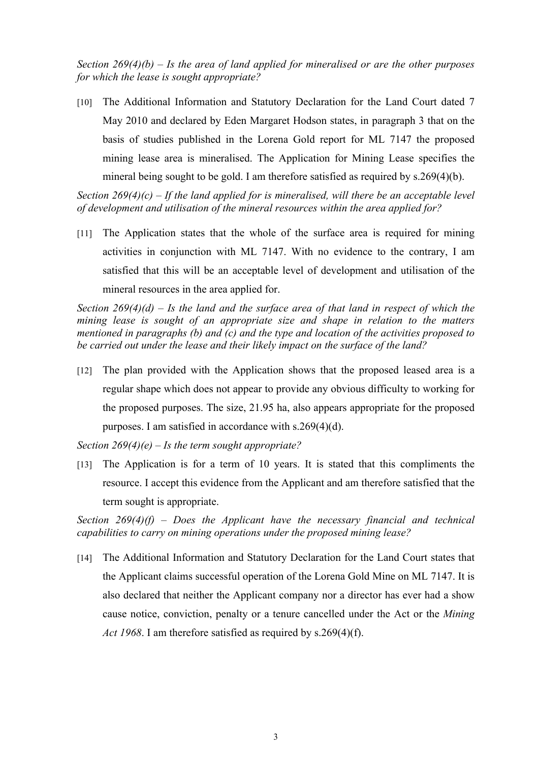*Section 269(4)(b) – Is the area of land applied for mineralised or are the other purposes for which the lease is sought appropriate?*

[10] The Additional Information and Statutory Declaration for the Land Court dated 7 May 2010 and declared by Eden Margaret Hodson states, in paragraph 3 that on the basis of studies published in the Lorena Gold report for ML 7147 the proposed mining lease area is mineralised. The Application for Mining Lease specifies the mineral being sought to be gold. I am therefore satisfied as required by s.269(4)(b).

*Section 269(4)(c) – If the land applied for is mineralised, will there be an acceptable level of development and utilisation of the mineral resources within the area applied for?*

[11] The Application states that the whole of the surface area is required for mining activities in conjunction with ML 7147. With no evidence to the contrary, I am satisfied that this will be an acceptable level of development and utilisation of the mineral resources in the area applied for.

*Section 269(4)(d) – Is the land and the surface area of that land in respect of which the mining lease is sought of an appropriate size and shape in relation to the matters mentioned in paragraphs (b) and (c) and the type and location of the activities proposed to be carried out under the lease and their likely impact on the surface of the land?*

[12] The plan provided with the Application shows that the proposed leased area is a regular shape which does not appear to provide any obvious difficulty to working for the proposed purposes. The size, 21.95 ha, also appears appropriate for the proposed purposes. I am satisfied in accordance with s.269(4)(d).

*Section 269(4)(e) – Is the term sought appropriate?*

[13] The Application is for a term of 10 years. It is stated that this compliments the resource. I accept this evidence from the Applicant and am therefore satisfied that the term sought is appropriate.

*Section 269(4)(f) – Does the Applicant have the necessary financial and technical capabilities to carry on mining operations under the proposed mining lease?*

[14] The Additional Information and Statutory Declaration for the Land Court states that the Applicant claims successful operation of the Lorena Gold Mine on ML 7147. It is also declared that neither the Applicant company nor a director has ever had a show cause notice, conviction, penalty or a tenure cancelled under the Act or the *Mining Act 1968*. I am therefore satisfied as required by s.269(4)(f).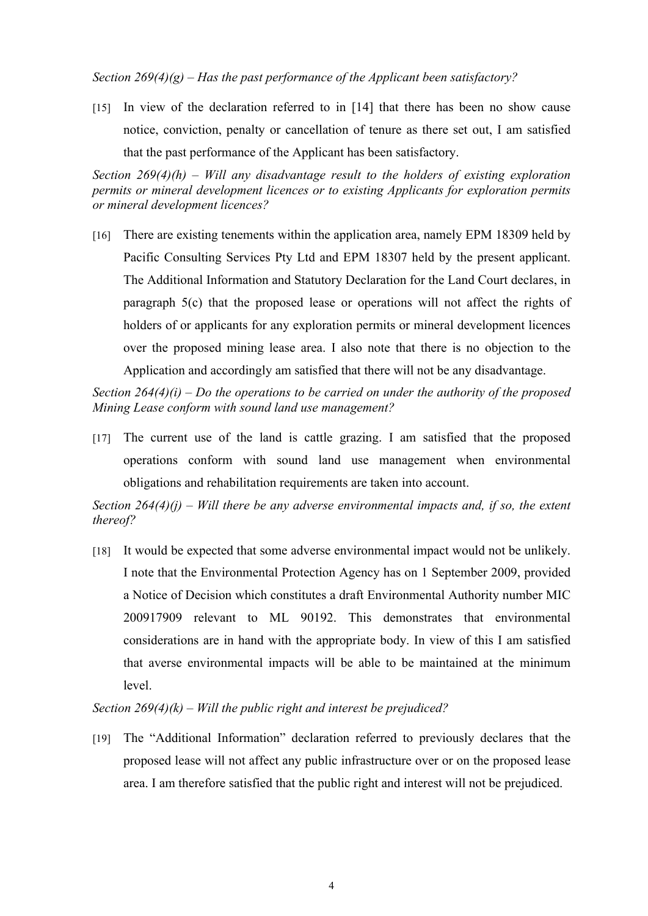*Section 269(4)(g) – Has the past performance of the Applicant been satisfactory?*

[15] In view of the declaration referred to in [14] that there has been no show cause notice, conviction, penalty or cancellation of tenure as there set out, I am satisfied that the past performance of the Applicant has been satisfactory.

*Section 269(4)(h) – Will any disadvantage result to the holders of existing exploration permits or mineral development licences or to existing Applicants for exploration permits or mineral development licences?*

[16] There are existing tenements within the application area, namely EPM 18309 held by Pacific Consulting Services Pty Ltd and EPM 18307 held by the present applicant. The Additional Information and Statutory Declaration for the Land Court declares, in paragraph 5(c) that the proposed lease or operations will not affect the rights of holders of or applicants for any exploration permits or mineral development licences over the proposed mining lease area. I also note that there is no objection to the Application and accordingly am satisfied that there will not be any disadvantage.

*Section 264(4)(i) – Do the operations to be carried on under the authority of the proposed Mining Lease conform with sound land use management?*

[17] The current use of the land is cattle grazing. I am satisfied that the proposed operations conform with sound land use management when environmental obligations and rehabilitation requirements are taken into account.

*Section 264(4)(j) – Will there be any adverse environmental impacts and, if so, the extent thereof?*

[18] It would be expected that some adverse environmental impact would not be unlikely. I note that the Environmental Protection Agency has on 1 September 2009, provided a Notice of Decision which constitutes a draft Environmental Authority number MIC 200917909 relevant to ML 90192. This demonstrates that environmental considerations are in hand with the appropriate body. In view of this I am satisfied that averse environmental impacts will be able to be maintained at the minimum level.

*Section 269(4)(k) – Will the public right and interest be prejudiced?*

[19] The "Additional Information" declaration referred to previously declares that the proposed lease will not affect any public infrastructure over or on the proposed lease area. I am therefore satisfied that the public right and interest will not be prejudiced.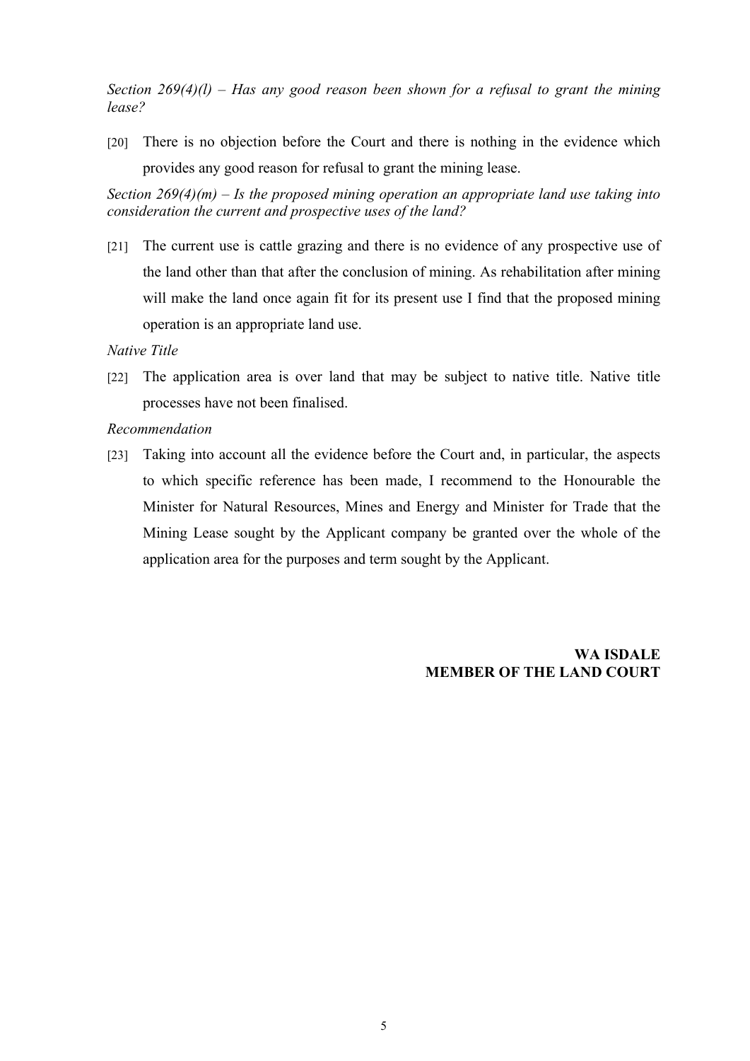*Section 269(4)(l) – Has any good reason been shown for a refusal to grant the mining lease?*

[20] There is no objection before the Court and there is nothing in the evidence which provides any good reason for refusal to grant the mining lease.

*Section 269(4)(m) – Is the proposed mining operation an appropriate land use taking into consideration the current and prospective uses of the land?*

[21] The current use is cattle grazing and there is no evidence of any prospective use of the land other than that after the conclusion of mining. As rehabilitation after mining will make the land once again fit for its present use I find that the proposed mining operation is an appropriate land use.

*Native Title*

[22] The application area is over land that may be subject to native title. Native title processes have not been finalised.

*Recommendation*

[23] Taking into account all the evidence before the Court and, in particular, the aspects to which specific reference has been made, I recommend to the Honourable the Minister for Natural Resources, Mines and Energy and Minister for Trade that the Mining Lease sought by the Applicant company be granted over the whole of the application area for the purposes and term sought by the Applicant.

**WA ISDALE**
**MEMBER OF THE LAND COURT**